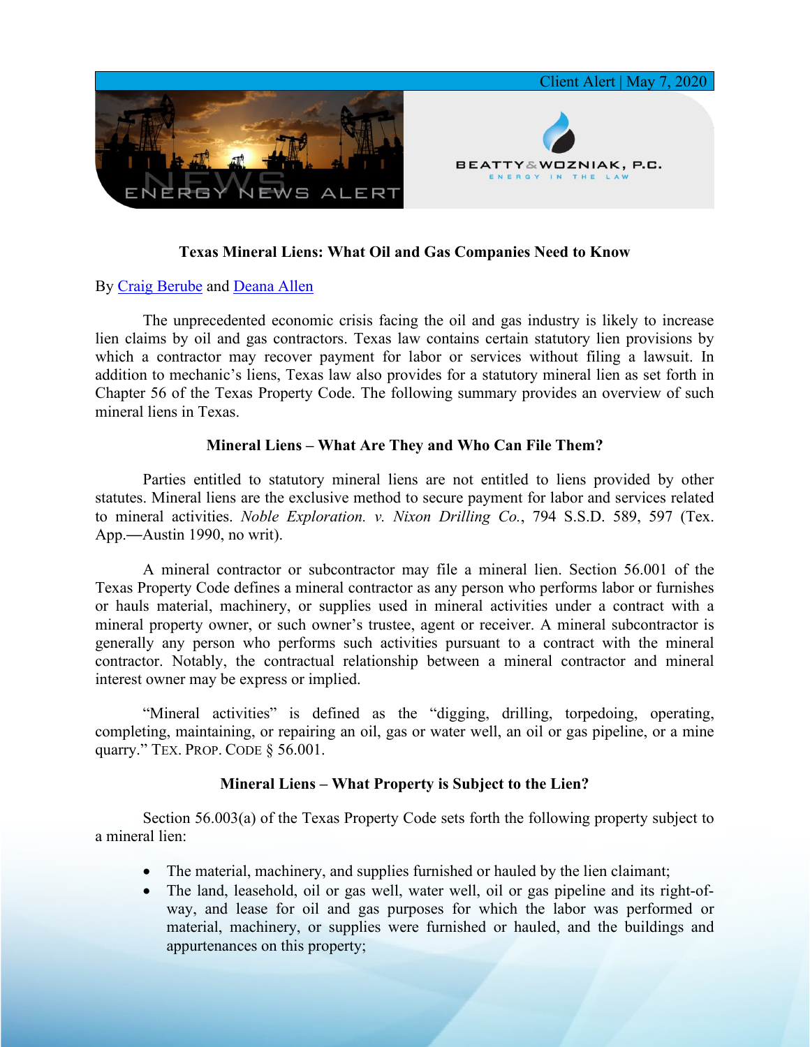Client Alert | May 7, 2020

# Texas Mineral Liens: What Oil and Gas Companies Need to Know

By [Craig Berube]() and [Deana Allen]()

The unprecedented economic crisis facing the oil and gas industry is likely to increase lien claims by oil and gas contractors. Texas law contains certain statutory lien provisions by which a contractor may recover payment for labor or services without filing a lawsuit. In addition to mechanic's liens, Texas law also provides for a statutory mineral lien as set forth in Chapter 56 of the Texas Property Code. The following summary provides an overview of such mineral liens in Texas.

## Mineral Liens – What Are They and Who Can File Them?

Parties entitled to statutory mineral liens are not entitled to liens provided by other statutes. Mineral liens are the exclusive method to secure payment for labor and services related to mineral activities. *Noble Exploration. v. Nixon Drilling Co.*, 794 S.S.D. 589, 597 (Tex. App.—Austin 1990, no writ).

A mineral contractor or subcontractor may file a mineral lien. Section 56.001 of the Texas Property Code defines a mineral contractor as any person who performs labor or furnishes or hauls material, machinery, or supplies used in mineral activities under a contract with a mineral property owner, or such owner's trustee, agent or receiver. A mineral subcontractor is generally any person who performs such activities pursuant to a contract with the mineral contractor. Notably, the contractual relationship between a mineral contractor and mineral interest owner may be express or implied.

"Mineral activities" is defined as the "digging, drilling, torpedoing, operating, completing, maintaining, or repairing an oil, gas or water well, an oil or gas pipeline, or a mine quarry." TEX. PROP. CODE § 56.001.

## Mineral Liens – What Property is Subject to the Lien?

Section 56.003(a) of the Texas Property Code sets forth the following property subject to a mineral lien:

- The material, machinery, and supplies furnished or hauled by the lien claimant;
- The land, leasehold, oil or gas well, water well, oil or gas pipeline and its right-of-way, and lease for oil and gas purposes for which the labor was performed or material, machinery, or supplies were furnished or hauled, and the buildings and appurtenances on this property;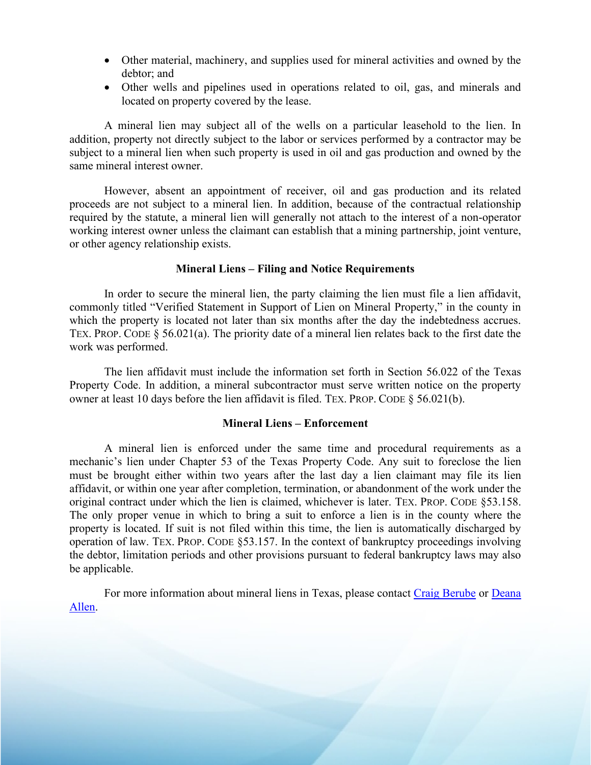- Other material, machinery, and supplies used for mineral activities and owned by the debtor; and
- Other wells and pipelines used in operations related to oil, gas, and minerals and located on property covered by the lease.

A mineral lien may subject all of the wells on a particular leasehold to the lien. In addition, property not directly subject to the labor or services performed by a contractor may be subject to a mineral lien when such property is used in oil and gas production and owned by the same mineral interest owner.

However, absent an appointment of receiver, oil and gas production and its related proceeds are not subject to a mineral lien. In addition, because of the contractual relationship required by the statute, a mineral lien will generally not attach to the interest of a non-operator working interest owner unless the claimant can establish that a mining partnership, joint venture, or other agency relationship exists.

**Mineral Liens – Filing and Notice Requirements**

In order to secure the mineral lien, the party claiming the lien must file a lien affidavit, commonly titled "Verified Statement in Support of Lien on Mineral Property," in the county in which the property is located not later than six months after the day the indebtedness accrues. TEX. PROP. CODE § 56.021(a). The priority date of a mineral lien relates back to the first date the work was performed.

The lien affidavit must include the information set forth in Section 56.022 of the Texas Property Code. In addition, a mineral subcontractor must serve written notice on the property owner at least 10 days before the lien affidavit is filed. TEX. PROP. CODE § 56.021(b).

**Mineral Liens – Enforcement**

A mineral lien is enforced under the same time and procedural requirements as a mechanic's lien under Chapter 53 of the Texas Property Code. Any suit to foreclose the lien must be brought either within two years after the last day a lien claimant may file its lien affidavit, or within one year after completion, termination, or abandonment of the work under the original contract under which the lien is claimed, whichever is later. TEX. PROP. CODE §53.158. The only proper venue in which to bring a suit to enforce a lien is in the county where the property is located. If suit is not filed within this time, the lien is automatically discharged by operation of law. TEX. PROP. CODE §53.157. In the context of bankruptcy proceedings involving the debtor, limitation periods and other provisions pursuant to federal bankruptcy laws may also be applicable.

For more information about mineral liens in Texas, please contact Craig Berube or Deana Allen.